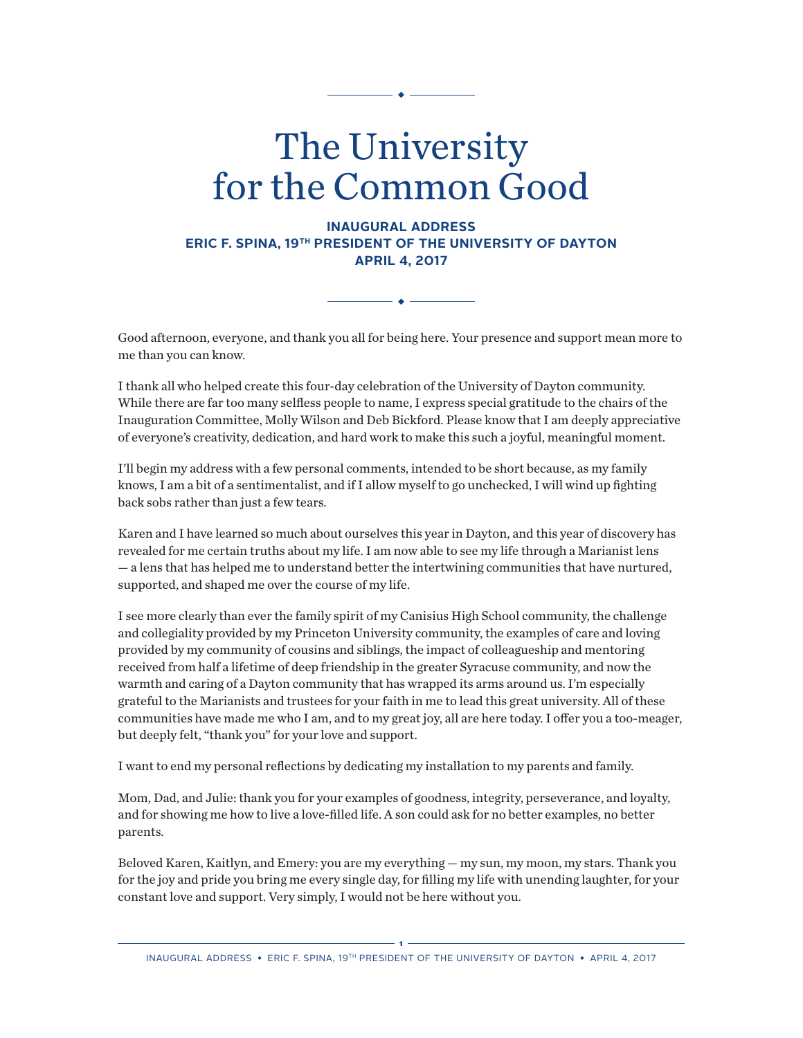# The University for the Common Good

**INAUGURAL ADDRESS**
**ERIC F. SPINA, 19TH PRESIDENT OF THE UNIVERSITY OF DAYTON**
**APRIL 4, 2017**

Good afternoon, everyone, and thank you all for being here. Your presence and support mean more to me than you can know.

I thank all who helped create this four-day celebration of the University of Dayton community. While there are far too many selfless people to name, I express special gratitude to the chairs of the Inauguration Committee, Molly Wilson and Deb Bickford. Please know that I am deeply appreciative of everyone's creativity, dedication, and hard work to make this such a joyful, meaningful moment.

I'll begin my address with a few personal comments, intended to be short because, as my family knows, I am a bit of a sentimentalist, and if I allow myself to go unchecked, I will wind up fighting back sobs rather than just a few tears.

Karen and I have learned so much about ourselves this year in Dayton, and this year of discovery has revealed for me certain truths about my life. I am now able to see my life through a Marianist lens — a lens that has helped me to understand better the intertwining communities that have nurtured, supported, and shaped me over the course of my life.

I see more clearly than ever the family spirit of my Canisius High School community, the challenge and collegiality provided by my Princeton University community, the examples of care and loving provided by my community of cousins and siblings, the impact of colleagueship and mentoring received from half a lifetime of deep friendship in the greater Syracuse community, and now the warmth and caring of a Dayton community that has wrapped its arms around us. I'm especially grateful to the Marianists and trustees for your faith in me to lead this great university. All of these communities have made me who I am, and to my great joy, all are here today. I offer you a too-meager, but deeply felt, "thank you" for your love and support.

I want to end my personal reflections by dedicating my installation to my parents and family.

Mom, Dad, and Julie: thank you for your examples of goodness, integrity, perseverance, and loyalty, and for showing me how to live a love-filled life. A son could ask for no better examples, no better parents.

Beloved Karen, Kaitlyn, and Emery: you are my everything — my sun, my moon, my stars. Thank you for the joy and pride you bring me every single day, for filling my life with unending laughter, for your constant love and support. Very simply, I would not be here without you.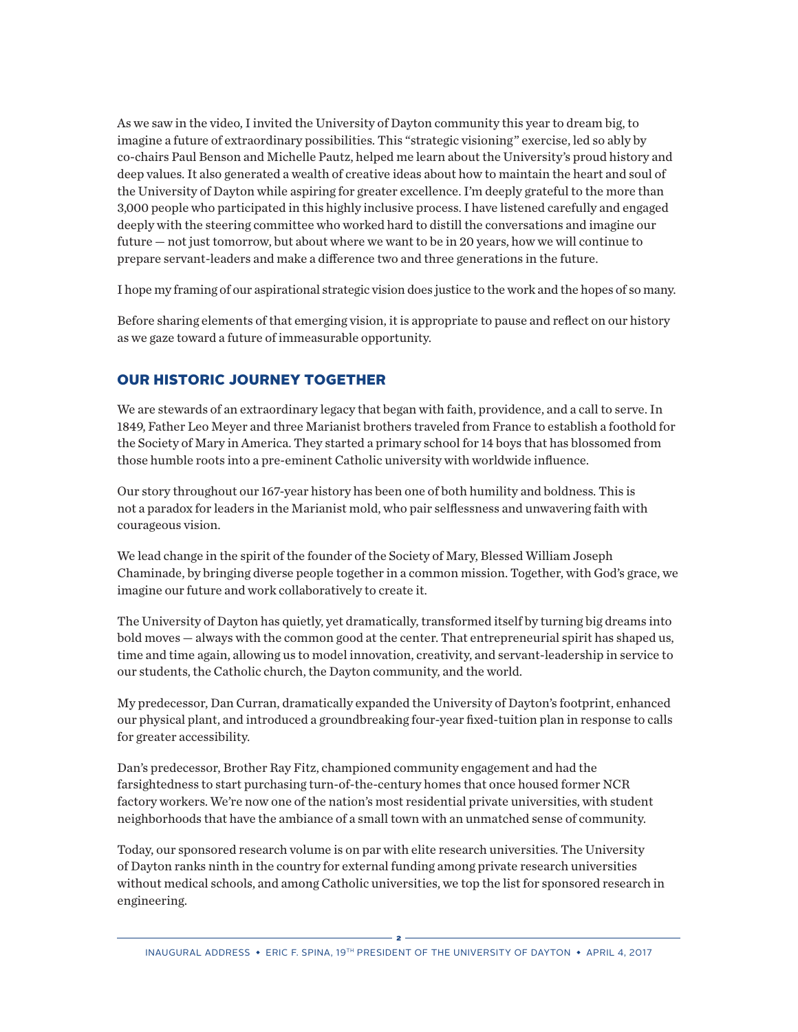As we saw in the video, I invited the University of Dayton community this year to dream big, to imagine a future of extraordinary possibilities. This "strategic visioning" exercise, led so ably by co-chairs Paul Benson and Michelle Pautz, helped me learn about the University's proud history and deep values. It also generated a wealth of creative ideas about how to maintain the heart and soul of the University of Dayton while aspiring for greater excellence. I'm deeply grateful to the more than 3,000 people who participated in this highly inclusive process. I have listened carefully and engaged deeply with the steering committee who worked hard to distill the conversations and imagine our future — not just tomorrow, but about where we want to be in 20 years, how we will continue to prepare servant-leaders and make a difference two and three generations in the future.

I hope my framing of our aspirational strategic vision does justice to the work and the hopes of so many.

Before sharing elements of that emerging vision, it is appropriate to pause and reflect on our history as we gaze toward a future of immeasurable opportunity.

## OUR HISTORIC JOURNEY TOGETHER

We are stewards of an extraordinary legacy that began with faith, providence, and a call to serve. In 1849, Father Leo Meyer and three Marianist brothers traveled from France to establish a foothold for the Society of Mary in America. They started a primary school for 14 boys that has blossomed from those humble roots into a pre-eminent Catholic university with worldwide influence.

Our story throughout our 167-year history has been one of both humility and boldness. This is not a paradox for leaders in the Marianist mold, who pair selflessness and unwavering faith with courageous vision.

We lead change in the spirit of the founder of the Society of Mary, Blessed William Joseph Chaminade, by bringing diverse people together in a common mission. Together, with God's grace, we imagine our future and work collaboratively to create it.

The University of Dayton has quietly, yet dramatically, transformed itself by turning big dreams into bold moves — always with the common good at the center. That entrepreneurial spirit has shaped us, time and time again, allowing us to model innovation, creativity, and servant-leadership in service to our students, the Catholic church, the Dayton community, and the world.

My predecessor, Dan Curran, dramatically expanded the University of Dayton's footprint, enhanced our physical plant, and introduced a groundbreaking four-year fixed-tuition plan in response to calls for greater accessibility.

Dan's predecessor, Brother Ray Fitz, championed community engagement and had the farsightedness to start purchasing turn-of-the-century homes that once housed former NCR factory workers. We're now one of the nation's most residential private universities, with student neighborhoods that have the ambiance of a small town with an unmatched sense of community.

Today, our sponsored research volume is on par with elite research universities. The University of Dayton ranks ninth in the country for external funding among private research universities without medical schools, and among Catholic universities, we top the list for sponsored research in engineering.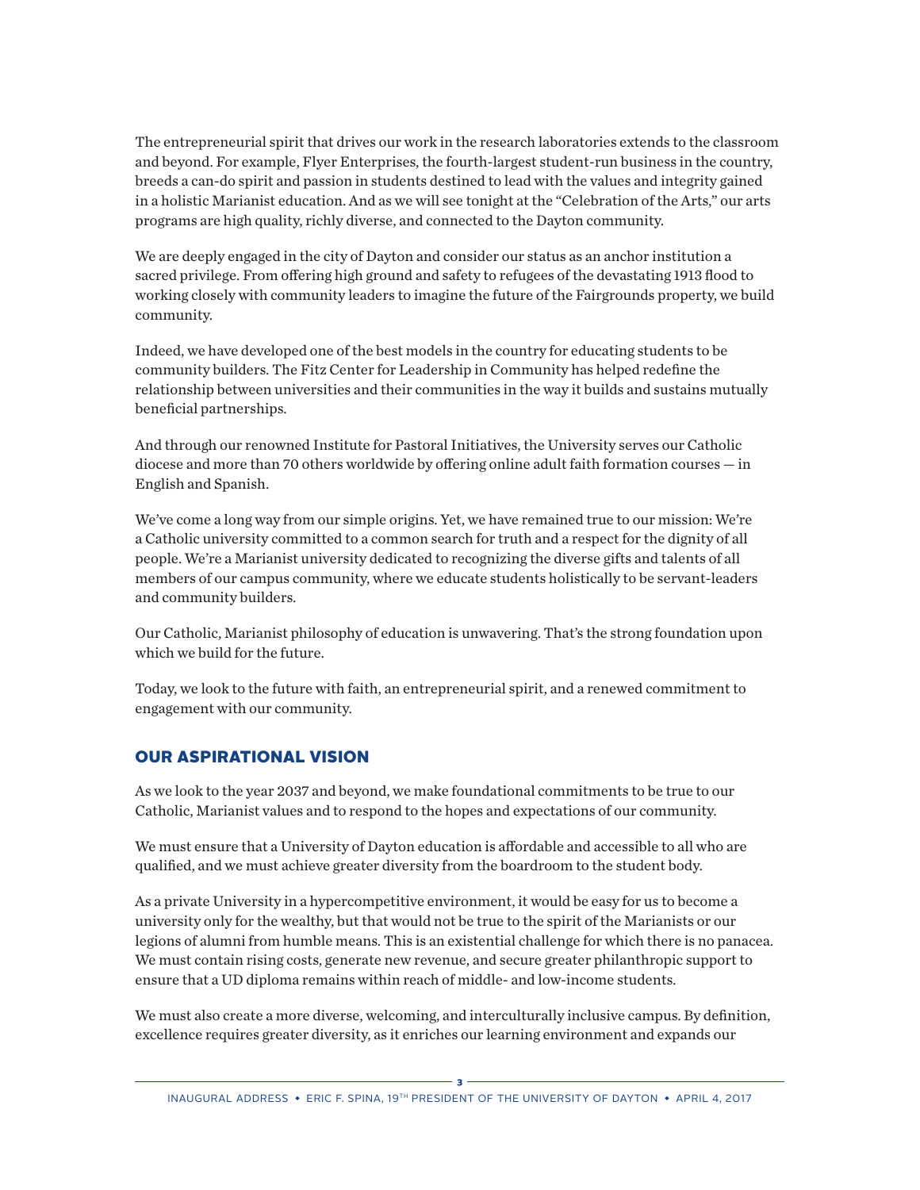The entrepreneurial spirit that drives our work in the research laboratories extends to the classroom and beyond. For example, Flyer Enterprises, the fourth-largest student-run business in the country, breeds a can-do spirit and passion in students destined to lead with the values and integrity gained in a holistic Marianist education. And as we will see tonight at the "Celebration of the Arts," our arts programs are high quality, richly diverse, and connected to the Dayton community.

We are deeply engaged in the city of Dayton and consider our status as an anchor institution a sacred privilege. From offering high ground and safety to refugees of the devastating 1913 flood to working closely with community leaders to imagine the future of the Fairgrounds property, we build community.

Indeed, we have developed one of the best models in the country for educating students to be community builders. The Fitz Center for Leadership in Community has helped redefine the relationship between universities and their communities in the way it builds and sustains mutually beneficial partnerships.

And through our renowned Institute for Pastoral Initiatives, the University serves our Catholic diocese and more than 70 others worldwide by offering online adult faith formation courses — in English and Spanish.

We've come a long way from our simple origins. Yet, we have remained true to our mission: We're a Catholic university committed to a common search for truth and a respect for the dignity of all people. We're a Marianist university dedicated to recognizing the diverse gifts and talents of all members of our campus community, where we educate students holistically to be servant-leaders and community builders.

Our Catholic, Marianist philosophy of education is unwavering. That's the strong foundation upon which we build for the future.

Today, we look to the future with faith, an entrepreneurial spirit, and a renewed commitment to engagement with our community.

## OUR ASPIRATIONAL VISION

As we look to the year 2037 and beyond, we make foundational commitments to be true to our Catholic, Marianist values and to respond to the hopes and expectations of our community.

We must ensure that a University of Dayton education is affordable and accessible to all who are qualified, and we must achieve greater diversity from the boardroom to the student body.

As a private University in a hypercompetitive environment, it would be easy for us to become a university only for the wealthy, but that would not be true to the spirit of the Marianists or our legions of alumni from humble means. This is an existential challenge for which there is no panacea. We must contain rising costs, generate new revenue, and secure greater philanthropic support to ensure that a UD diploma remains within reach of middle- and low-income students.

We must also create a more diverse, welcoming, and interculturally inclusive campus. By definition, excellence requires greater diversity, as it enriches our learning environment and expands our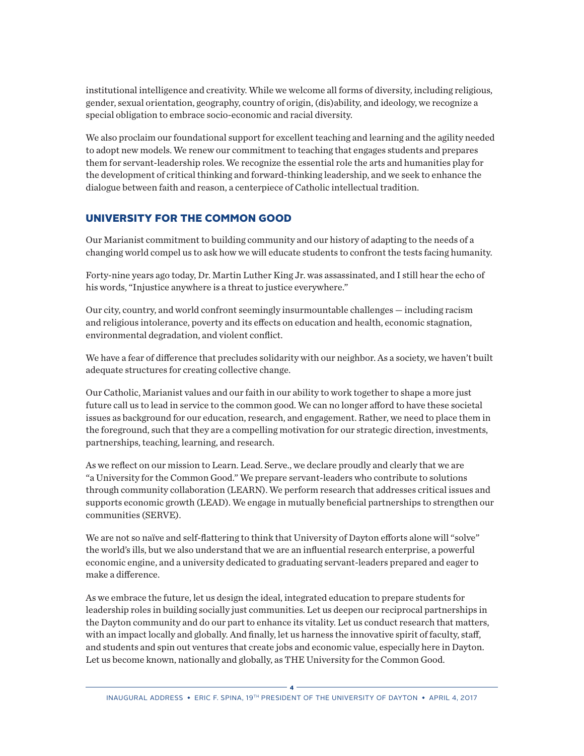institutional intelligence and creativity. While we welcome all forms of diversity, including religious, gender, sexual orientation, geography, country of origin, (dis)ability, and ideology, we recognize a special obligation to embrace socio-economic and racial diversity.

We also proclaim our foundational support for excellent teaching and learning and the agility needed to adopt new models. We renew our commitment to teaching that engages students and prepares them for servant-leadership roles. We recognize the essential role the arts and humanities play for the development of critical thinking and forward-thinking leadership, and we seek to enhance the dialogue between faith and reason, a centerpiece of Catholic intellectual tradition.

## UNIVERSITY FOR THE COMMON GOOD

Our Marianist commitment to building community and our history of adapting to the needs of a changing world compel us to ask how we will educate students to confront the tests facing humanity.

Forty-nine years ago today, Dr. Martin Luther King Jr. was assassinated, and I still hear the echo of his words, "Injustice anywhere is a threat to justice everywhere."

Our city, country, and world confront seemingly insurmountable challenges — including racism and religious intolerance, poverty and its effects on education and health, economic stagnation, environmental degradation, and violent conflict.

We have a fear of difference that precludes solidarity with our neighbor. As a society, we haven't built adequate structures for creating collective change.

Our Catholic, Marianist values and our faith in our ability to work together to shape a more just future call us to lead in service to the common good. We can no longer afford to have these societal issues as background for our education, research, and engagement. Rather, we need to place them in the foreground, such that they are a compelling motivation for our strategic direction, investments, partnerships, teaching, learning, and research.

As we reflect on our mission to Learn. Lead. Serve., we declare proudly and clearly that we are "a University for the Common Good." We prepare servant-leaders who contribute to solutions through community collaboration (LEARN). We perform research that addresses critical issues and supports economic growth (LEAD). We engage in mutually beneficial partnerships to strengthen our communities (SERVE).

We are not so naïve and self-flattering to think that University of Dayton efforts alone will "solve" the world's ills, but we also understand that we are an influential research enterprise, a powerful economic engine, and a university dedicated to graduating servant-leaders prepared and eager to make a difference.

As we embrace the future, let us design the ideal, integrated education to prepare students for leadership roles in building socially just communities. Let us deepen our reciprocal partnerships in the Dayton community and do our part to enhance its vitality. Let us conduct research that matters, with an impact locally and globally. And finally, let us harness the innovative spirit of faculty, staff, and students and spin out ventures that create jobs and economic value, especially here in Dayton. Let us become known, nationally and globally, as THE University for the Common Good.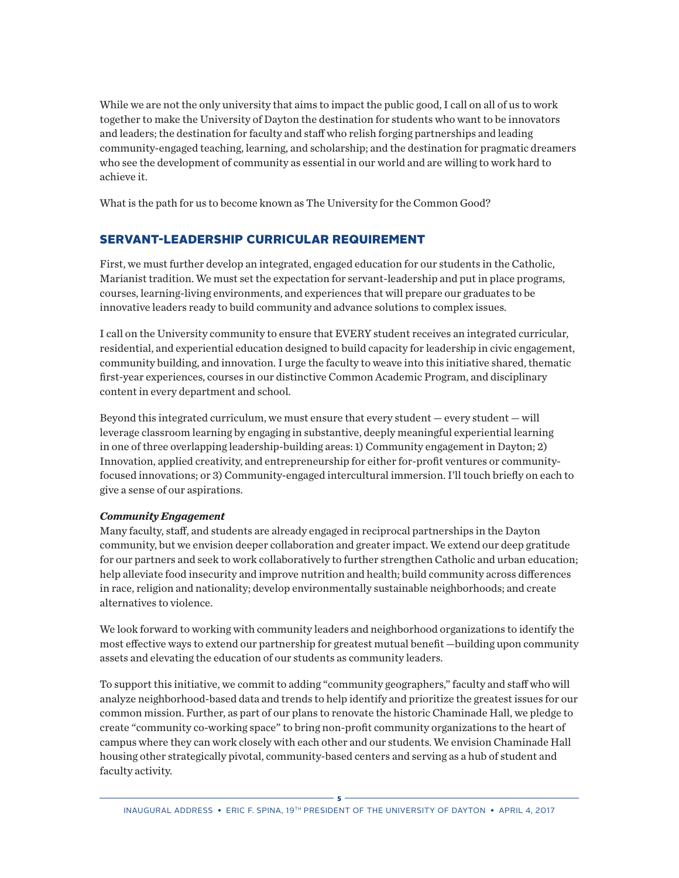While we are not the only university that aims to impact the public good, I call on all of us to work together to make the University of Dayton the destination for students who want to be innovators and leaders; the destination for faculty and staff who relish forging partnerships and leading community-engaged teaching, learning, and scholarship; and the destination for pragmatic dreamers who see the development of community as essential in our world and are willing to work hard to achieve it.

What is the path for us to become known as The University for the Common Good?

## SERVANT-LEADERSHIP CURRICULAR REQUIREMENT

First, we must further develop an integrated, engaged education for our students in the Catholic, Marianist tradition. We must set the expectation for servant-leadership and put in place programs, courses, learning-living environments, and experiences that will prepare our graduates to be innovative leaders ready to build community and advance solutions to complex issues.

I call on the University community to ensure that EVERY student receives an integrated curricular, residential, and experiential education designed to build capacity for leadership in civic engagement, community building, and innovation. I urge the faculty to weave into this initiative shared, thematic first-year experiences, courses in our distinctive Common Academic Program, and disciplinary content in every department and school.

Beyond this integrated curriculum, we must ensure that every student — every student — will leverage classroom learning by engaging in substantive, deeply meaningful experiential learning in one of three overlapping leadership-building areas: 1) Community engagement in Dayton; 2) Innovation, applied creativity, and entrepreneurship for either for-profit ventures or community-focused innovations; or 3) Community-engaged intercultural immersion. I'll touch briefly on each to give a sense of our aspirations.

***Community Engagement***

Many faculty, staff, and students are already engaged in reciprocal partnerships in the Dayton community, but we envision deeper collaboration and greater impact. We extend our deep gratitude for our partners and seek to work collaboratively to further strengthen Catholic and urban education; help alleviate food insecurity and improve nutrition and health; build community across differences in race, religion and nationality; develop environmentally sustainable neighborhoods; and create alternatives to violence.

We look forward to working with community leaders and neighborhood organizations to identify the most effective ways to extend our partnership for greatest mutual benefit —building upon community assets and elevating the education of our students as community leaders.

To support this initiative, we commit to adding "community geographers," faculty and staff who will analyze neighborhood-based data and trends to help identify and prioritize the greatest issues for our common mission. Further, as part of our plans to renovate the historic Chaminade Hall, we pledge to create "community co-working space" to bring non-profit community organizations to the heart of campus where they can work closely with each other and our students. We envision Chaminade Hall housing other strategically pivotal, community-based centers and serving as a hub of student and faculty activity.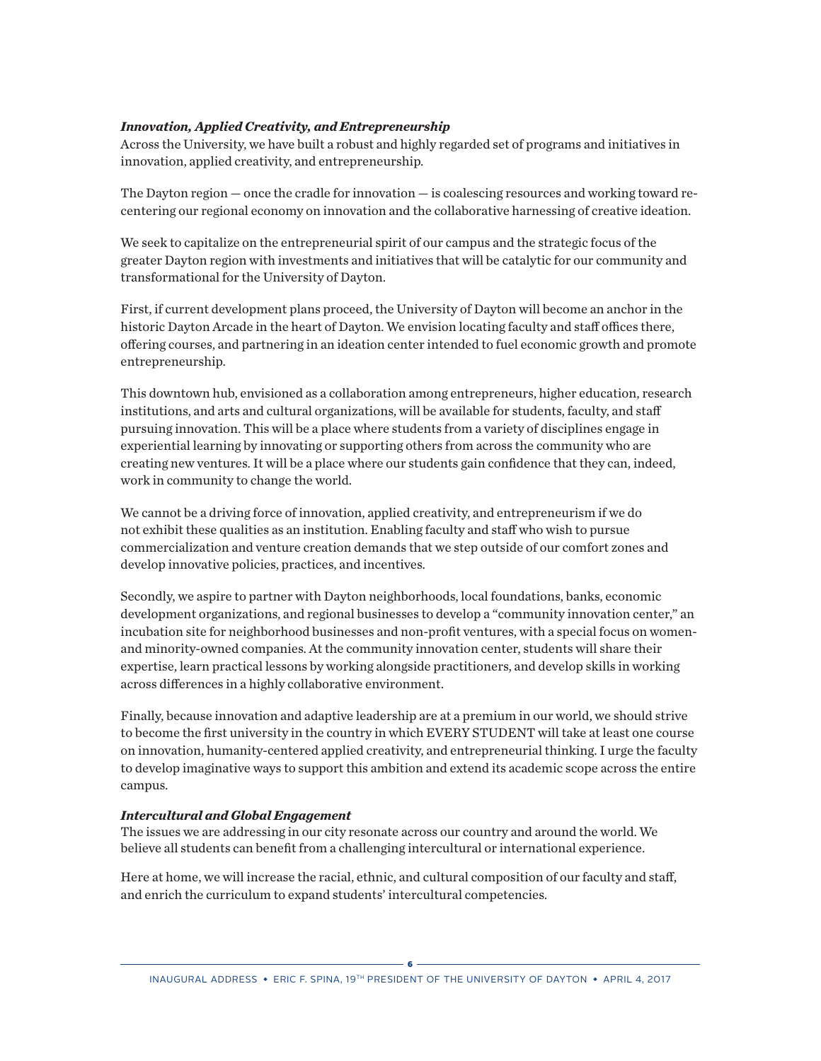***Innovation, Applied Creativity, and Entrepreneurship***

Across the University, we have built a robust and highly regarded set of programs and initiatives in innovation, applied creativity, and entrepreneurship.

The Dayton region — once the cradle for innovation — is coalescing resources and working toward re-centering our regional economy on innovation and the collaborative harnessing of creative ideation.

We seek to capitalize on the entrepreneurial spirit of our campus and the strategic focus of the greater Dayton region with investments and initiatives that will be catalytic for our community and transformational for the University of Dayton.

First, if current development plans proceed, the University of Dayton will become an anchor in the historic Dayton Arcade in the heart of Dayton. We envision locating faculty and staff offices there, offering courses, and partnering in an ideation center intended to fuel economic growth and promote entrepreneurship.

This downtown hub, envisioned as a collaboration among entrepreneurs, higher education, research institutions, and arts and cultural organizations, will be available for students, faculty, and staff pursuing innovation. This will be a place where students from a variety of disciplines engage in experiential learning by innovating or supporting others from across the community who are creating new ventures. It will be a place where our students gain confidence that they can, indeed, work in community to change the world.

We cannot be a driving force of innovation, applied creativity, and entrepreneurism if we do not exhibit these qualities as an institution. Enabling faculty and staff who wish to pursue commercialization and venture creation demands that we step outside of our comfort zones and develop innovative policies, practices, and incentives.

Secondly, we aspire to partner with Dayton neighborhoods, local foundations, banks, economic development organizations, and regional businesses to develop a "community innovation center," an incubation site for neighborhood businesses and non-profit ventures, with a special focus on women- and minority-owned companies. At the community innovation center, students will share their expertise, learn practical lessons by working alongside practitioners, and develop skills in working across differences in a highly collaborative environment.

Finally, because innovation and adaptive leadership are at a premium in our world, we should strive to become the first university in the country in which EVERY STUDENT will take at least one course on innovation, humanity-centered applied creativity, and entrepreneurial thinking. I urge the faculty to develop imaginative ways to support this ambition and extend its academic scope across the entire campus.

***Intercultural and Global Engagement***

The issues we are addressing in our city resonate across our country and around the world. We believe all students can benefit from a challenging intercultural or international experience.

Here at home, we will increase the racial, ethnic, and cultural composition of our faculty and staff, and enrich the curriculum to expand students' intercultural competencies.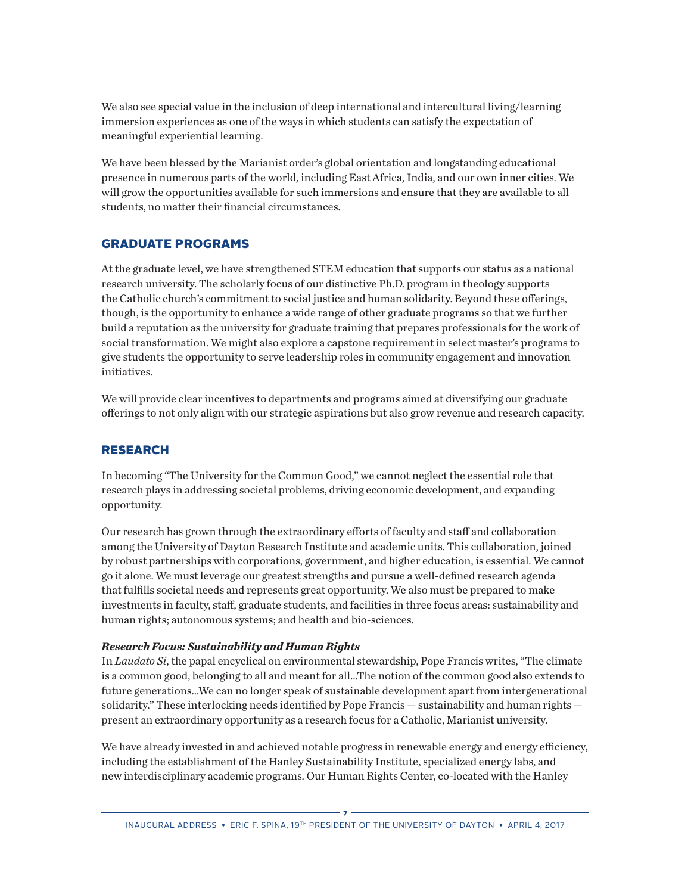We also see special value in the inclusion of deep international and intercultural living/learning immersion experiences as one of the ways in which students can satisfy the expectation of meaningful experiential learning.

We have been blessed by the Marianist order's global orientation and longstanding educational presence in numerous parts of the world, including East Africa, India, and our own inner cities. We will grow the opportunities available for such immersions and ensure that they are available to all students, no matter their financial circumstances.

## GRADUATE PROGRAMS

At the graduate level, we have strengthened STEM education that supports our status as a national research university. The scholarly focus of our distinctive Ph.D. program in theology supports the Catholic church's commitment to social justice and human solidarity. Beyond these offerings, though, is the opportunity to enhance a wide range of other graduate programs so that we further build a reputation as the university for graduate training that prepares professionals for the work of social transformation. We might also explore a capstone requirement in select master's programs to give students the opportunity to serve leadership roles in community engagement and innovation initiatives.

We will provide clear incentives to departments and programs aimed at diversifying our graduate offerings to not only align with our strategic aspirations but also grow revenue and research capacity.

## RESEARCH

In becoming "The University for the Common Good," we cannot neglect the essential role that research plays in addressing societal problems, driving economic development, and expanding opportunity.

Our research has grown through the extraordinary efforts of faculty and staff and collaboration among the University of Dayton Research Institute and academic units. This collaboration, joined by robust partnerships with corporations, government, and higher education, is essential. We cannot go it alone. We must leverage our greatest strengths and pursue a well-defined research agenda that fulfills societal needs and represents great opportunity. We also must be prepared to make investments in faculty, staff, graduate students, and facilities in three focus areas: sustainability and human rights; autonomous systems; and health and bio-sciences.

***Research Focus: Sustainability and Human Rights***

In *Laudato Si*, the papal encyclical on environmental stewardship, Pope Francis writes, "The climate is a common good, belonging to all and meant for all...The notion of the common good also extends to future generations...We can no longer speak of sustainable development apart from intergenerational solidarity." These interlocking needs identified by Pope Francis — sustainability and human rights — present an extraordinary opportunity as a research focus for a Catholic, Marianist university.

We have already invested in and achieved notable progress in renewable energy and energy efficiency, including the establishment of the Hanley Sustainability Institute, specialized energy labs, and new interdisciplinary academic programs. Our Human Rights Center, co-located with the Hanley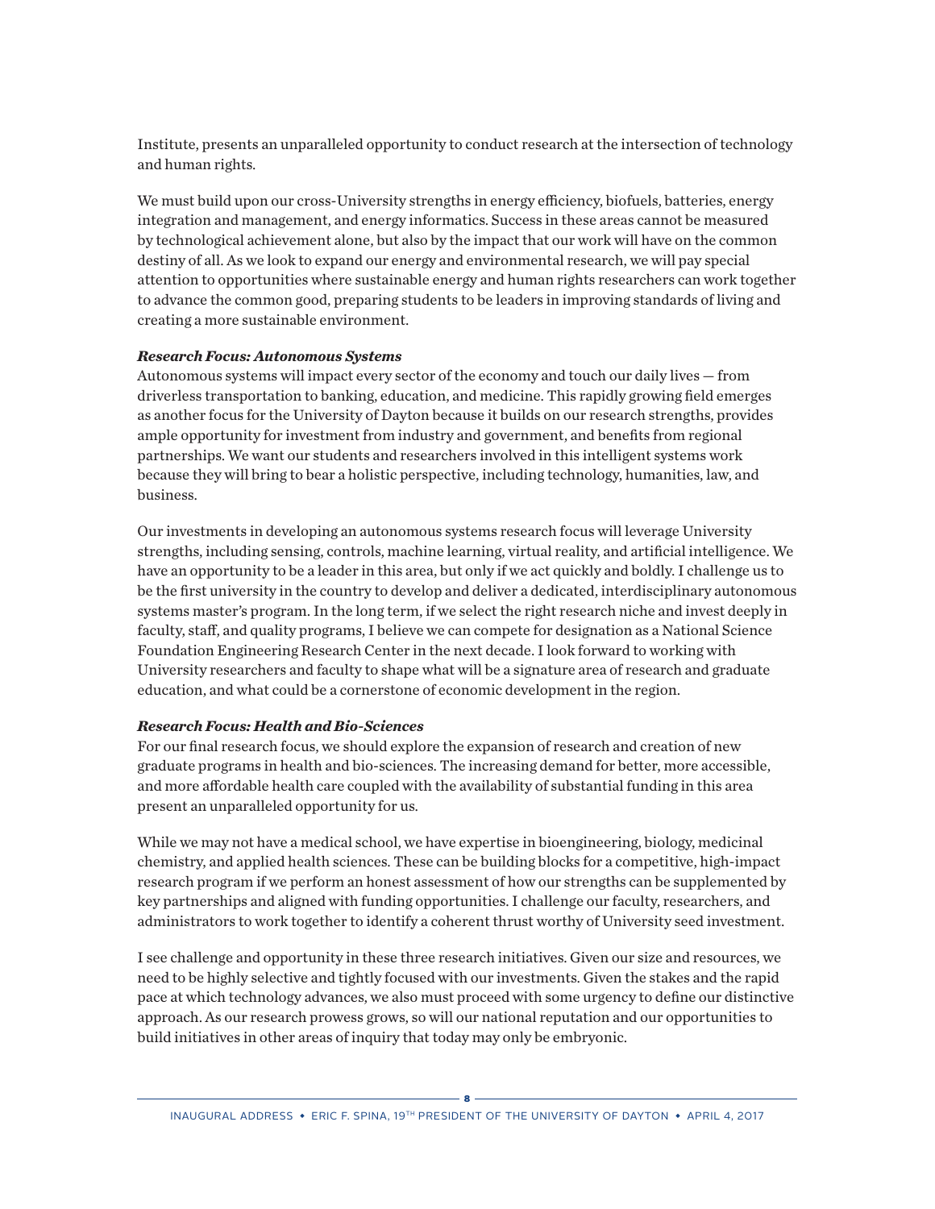Institute, presents an unparalleled opportunity to conduct research at the intersection of technology and human rights.

We must build upon our cross-University strengths in energy efficiency, biofuels, batteries, energy integration and management, and energy informatics. Success in these areas cannot be measured by technological achievement alone, but also by the impact that our work will have on the common destiny of all. As we look to expand our energy and environmental research, we will pay special attention to opportunities where sustainable energy and human rights researchers can work together to advance the common good, preparing students to be leaders in improving standards of living and creating a more sustainable environment.

***Research Focus: Autonomous Systems***

Autonomous systems will impact every sector of the economy and touch our daily lives — from driverless transportation to banking, education, and medicine. This rapidly growing field emerges as another focus for the University of Dayton because it builds on our research strengths, provides ample opportunity for investment from industry and government, and benefits from regional partnerships. We want our students and researchers involved in this intelligent systems work because they will bring to bear a holistic perspective, including technology, humanities, law, and business.

Our investments in developing an autonomous systems research focus will leverage University strengths, including sensing, controls, machine learning, virtual reality, and artificial intelligence. We have an opportunity to be a leader in this area, but only if we act quickly and boldly. I challenge us to be the first university in the country to develop and deliver a dedicated, interdisciplinary autonomous systems master's program. In the long term, if we select the right research niche and invest deeply in faculty, staff, and quality programs, I believe we can compete for designation as a National Science Foundation Engineering Research Center in the next decade. I look forward to working with University researchers and faculty to shape what will be a signature area of research and graduate education, and what could be a cornerstone of economic development in the region.

***Research Focus: Health and Bio-Sciences***

For our final research focus, we should explore the expansion of research and creation of new graduate programs in health and bio-sciences. The increasing demand for better, more accessible, and more affordable health care coupled with the availability of substantial funding in this area present an unparalleled opportunity for us.

While we may not have a medical school, we have expertise in bioengineering, biology, medicinal chemistry, and applied health sciences. These can be building blocks for a competitive, high-impact research program if we perform an honest assessment of how our strengths can be supplemented by key partnerships and aligned with funding opportunities. I challenge our faculty, researchers, and administrators to work together to identify a coherent thrust worthy of University seed investment.

I see challenge and opportunity in these three research initiatives. Given our size and resources, we need to be highly selective and tightly focused with our investments. Given the stakes and the rapid pace at which technology advances, we also must proceed with some urgency to define our distinctive approach. As our research prowess grows, so will our national reputation and our opportunities to build initiatives in other areas of inquiry that today may only be embryonic.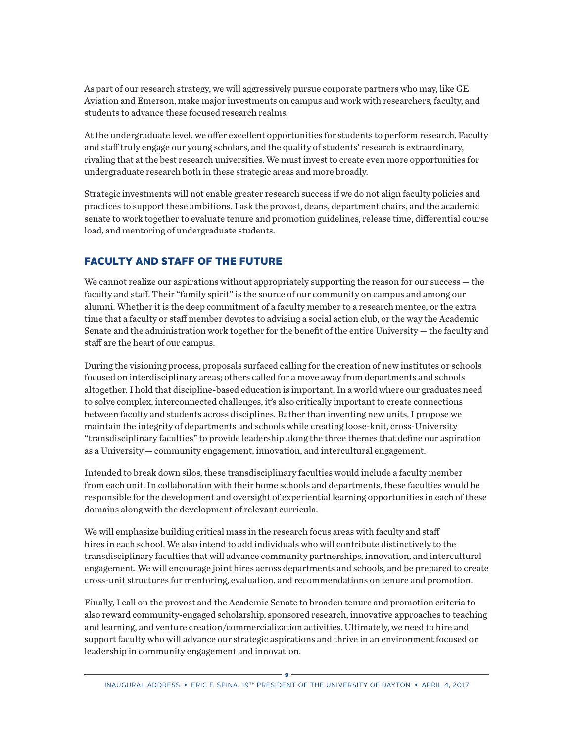As part of our research strategy, we will aggressively pursue corporate partners who may, like GE Aviation and Emerson, make major investments on campus and work with researchers, faculty, and students to advance these focused research realms.

At the undergraduate level, we offer excellent opportunities for students to perform research. Faculty and staff truly engage our young scholars, and the quality of students' research is extraordinary, rivaling that at the best research universities. We must invest to create even more opportunities for undergraduate research both in these strategic areas and more broadly.

Strategic investments will not enable greater research success if we do not align faculty policies and practices to support these ambitions. I ask the provost, deans, department chairs, and the academic senate to work together to evaluate tenure and promotion guidelines, release time, differential course load, and mentoring of undergraduate students.

## FACULTY AND STAFF OF THE FUTURE

We cannot realize our aspirations without appropriately supporting the reason for our success — the faculty and staff. Their "family spirit" is the source of our community on campus and among our alumni. Whether it is the deep commitment of a faculty member to a research mentee, or the extra time that a faculty or staff member devotes to advising a social action club, or the way the Academic Senate and the administration work together for the benefit of the entire University — the faculty and staff are the heart of our campus.

During the visioning process, proposals surfaced calling for the creation of new institutes or schools focused on interdisciplinary areas; others called for a move away from departments and schools altogether. I hold that discipline-based education is important. In a world where our graduates need to solve complex, interconnected challenges, it's also critically important to create connections between faculty and students across disciplines. Rather than inventing new units, I propose we maintain the integrity of departments and schools while creating loose-knit, cross-University "transdisciplinary faculties" to provide leadership along the three themes that define our aspiration as a University — community engagement, innovation, and intercultural engagement.

Intended to break down silos, these transdisciplinary faculties would include a faculty member from each unit. In collaboration with their home schools and departments, these faculties would be responsible for the development and oversight of experiential learning opportunities in each of these domains along with the development of relevant curricula.

We will emphasize building critical mass in the research focus areas with faculty and staff hires in each school. We also intend to add individuals who will contribute distinctively to the transdisciplinary faculties that will advance community partnerships, innovation, and intercultural engagement. We will encourage joint hires across departments and schools, and be prepared to create cross-unit structures for mentoring, evaluation, and recommendations on tenure and promotion.

Finally, I call on the provost and the Academic Senate to broaden tenure and promotion criteria to also reward community-engaged scholarship, sponsored research, innovative approaches to teaching and learning, and venture creation/commercialization activities. Ultimately, we need to hire and support faculty who will advance our strategic aspirations and thrive in an environment focused on leadership in community engagement and innovation.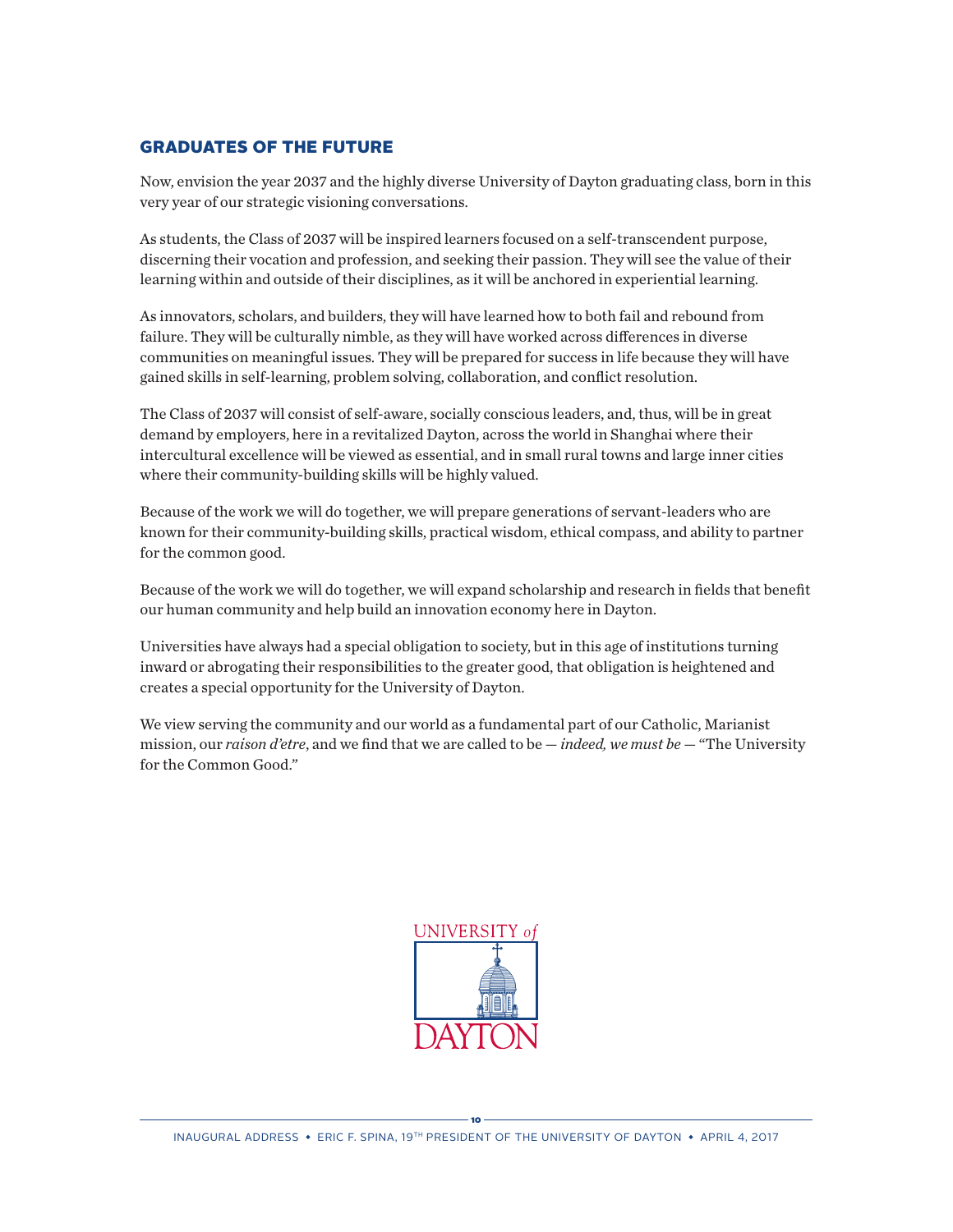## GRADUATES OF THE FUTURE

Now, envision the year 2037 and the highly diverse University of Dayton graduating class, born in this very year of our strategic visioning conversations.

As students, the Class of 2037 will be inspired learners focused on a self-transcendent purpose, discerning their vocation and profession, and seeking their passion. They will see the value of their learning within and outside of their disciplines, as it will be anchored in experiential learning.

As innovators, scholars, and builders, they will have learned how to both fail and rebound from failure. They will be culturally nimble, as they will have worked across differences in diverse communities on meaningful issues. They will be prepared for success in life because they will have gained skills in self-learning, problem solving, collaboration, and conflict resolution.

The Class of 2037 will consist of self-aware, socially conscious leaders, and, thus, will be in great demand by employers, here in a revitalized Dayton, across the world in Shanghai where their intercultural excellence will be viewed as essential, and in small rural towns and large inner cities where their community-building skills will be highly valued.

Because of the work we will do together, we will prepare generations of servant-leaders who are known for their community-building skills, practical wisdom, ethical compass, and ability to partner for the common good.

Because of the work we will do together, we will expand scholarship and research in fields that benefit our human community and help build an innovation economy here in Dayton.

Universities have always had a special obligation to society, but in this age of institutions turning inward or abrogating their responsibilities to the greater good, that obligation is heightened and creates a special opportunity for the University of Dayton.

We view serving the community and our world as a fundamental part of our Catholic, Marianist mission, our *raison d'etre*, and we find that we are called to be — *indeed, we must be* — "The University for the Common Good."

UNIVERSITY *of* DAYTON